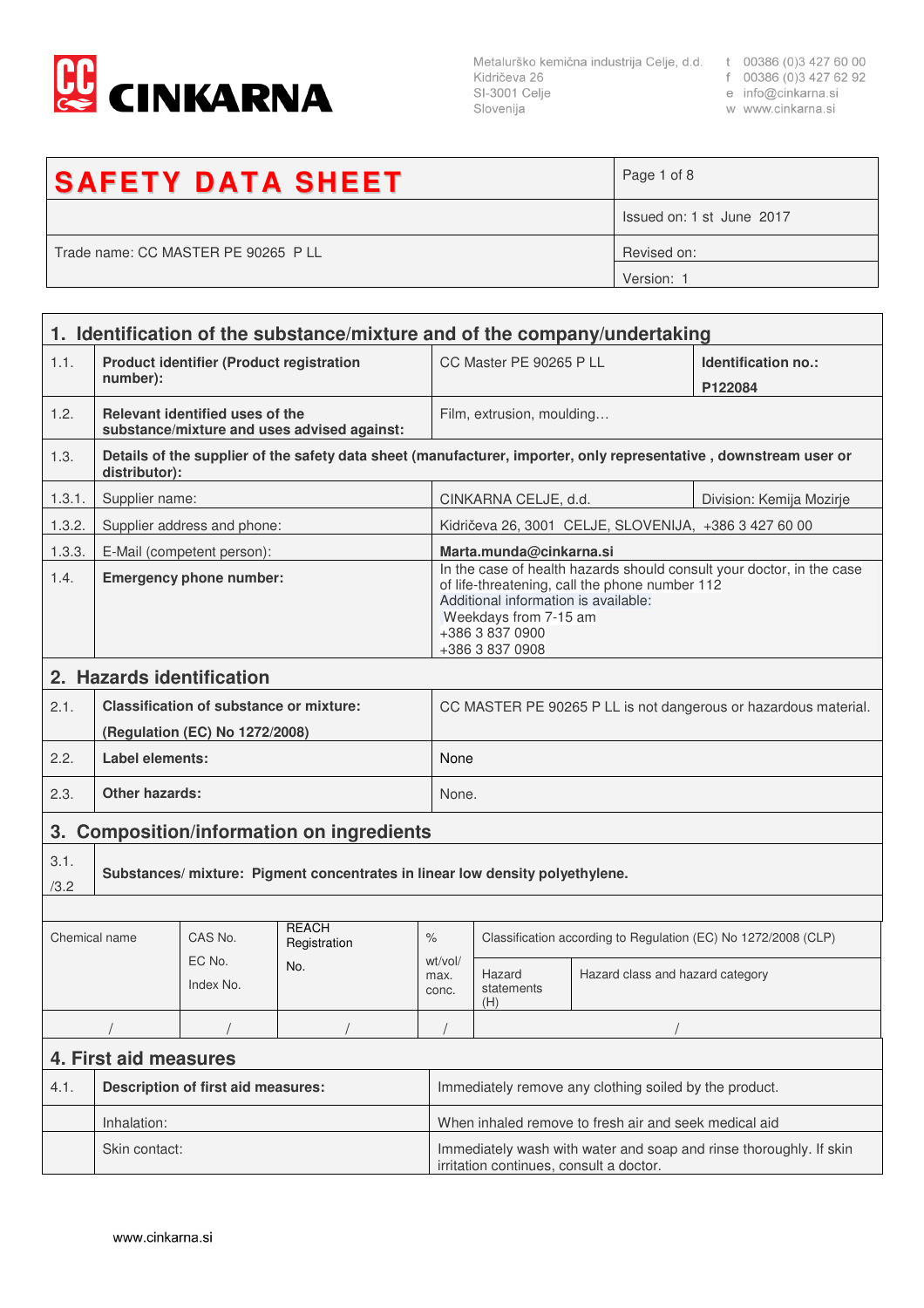CINKARNA

Metalurško kemična industrija Celje, d.d.
Kidričeva 26
SI-3001 Celje
Slovenija

t 00386 (0)3 427 60 00
f 00386 (0)3 427 62 92
e info@cinkarna.si
w www.cinkarna.si

| **SAFETY DATA SHEET** | |
|---|---|
| | Issued on: 1 st June 2017 |
| Trade name: CC MASTER PE 90265 P LL | Revised on: |
| | Version: 1 |

## 1. Identification of the substance/mixture and of the company/undertaking

| | | | |
|---|---|---|---|
| 1.1. | **Product identifier (Product registration number):** | CC Master PE 90265 P LL | **Identification no.:** **P122084** |
| 1.2. | **Relevant identified uses of the substance/mixture and uses advised against:** | Film, extrusion, moulding… | |
| 1.3. | **Details of the supplier of the safety data sheet (manufacturer, importer, only representative , downstream user or distributor):** | | |
| 1.3.1. | Supplier name: | CINKARNA CELJE, d.d. | Division: Kemija Mozirje |
| 1.3.2. | Supplier address and phone: | Kidričeva 26, 3001 CELJE, SLOVENIJA, +386 3 427 60 00 | |
| 1.3.3. | E-Mail (competent person): | **Marta.munda@cinkarna.si** | |
| 1.4. | **Emergency phone number:** | In the case of health hazards should consult your doctor, in the case of life-threatening, call the phone number 112<br>Additional information is available:<br>Weekdays from 7-15 am<br>+386 3 837 0900<br>+386 3 837 0908 | |

## 2. Hazards identification

| | | |
|---|---|---|
| 2.1. | **Classification of substance or mixture:** **(Regulation (EC) No 1272/2008)** | CC MASTER PE 90265 P LL is not dangerous or hazardous material. |
| 2.2. | **Label elements:** | None |
| 2.3. | **Other hazards:** | None. |

## 3. Composition/information on ingredients

3.1./3.2 **Substances/ mixture: Pigment concentrates in linear low density polyethylene.**

| Chemical name | CAS No. EC No. Index No. | REACH Registration No. | % wt/vol/ max. conc. | Classification according to Regulation (EC) No 1272/2008 (CLP) | |
|---|---|---|---|---|---|
| | | | | Hazard statements (H) | Hazard class and hazard category |
| / | / | / | / | / | |

## 4. First aid measures

| | | |
|---|---|---|
| 4.1. | **Description of first aid measures:** | Immediately remove any clothing soiled by the product. |
| | Inhalation: | When inhaled remove to fresh air and seek medical aid |
| | Skin contact: | Immediately wash with water and soap and rinse thoroughly. If skin irritation continues, consult a doctor. |

www.cinkarna.si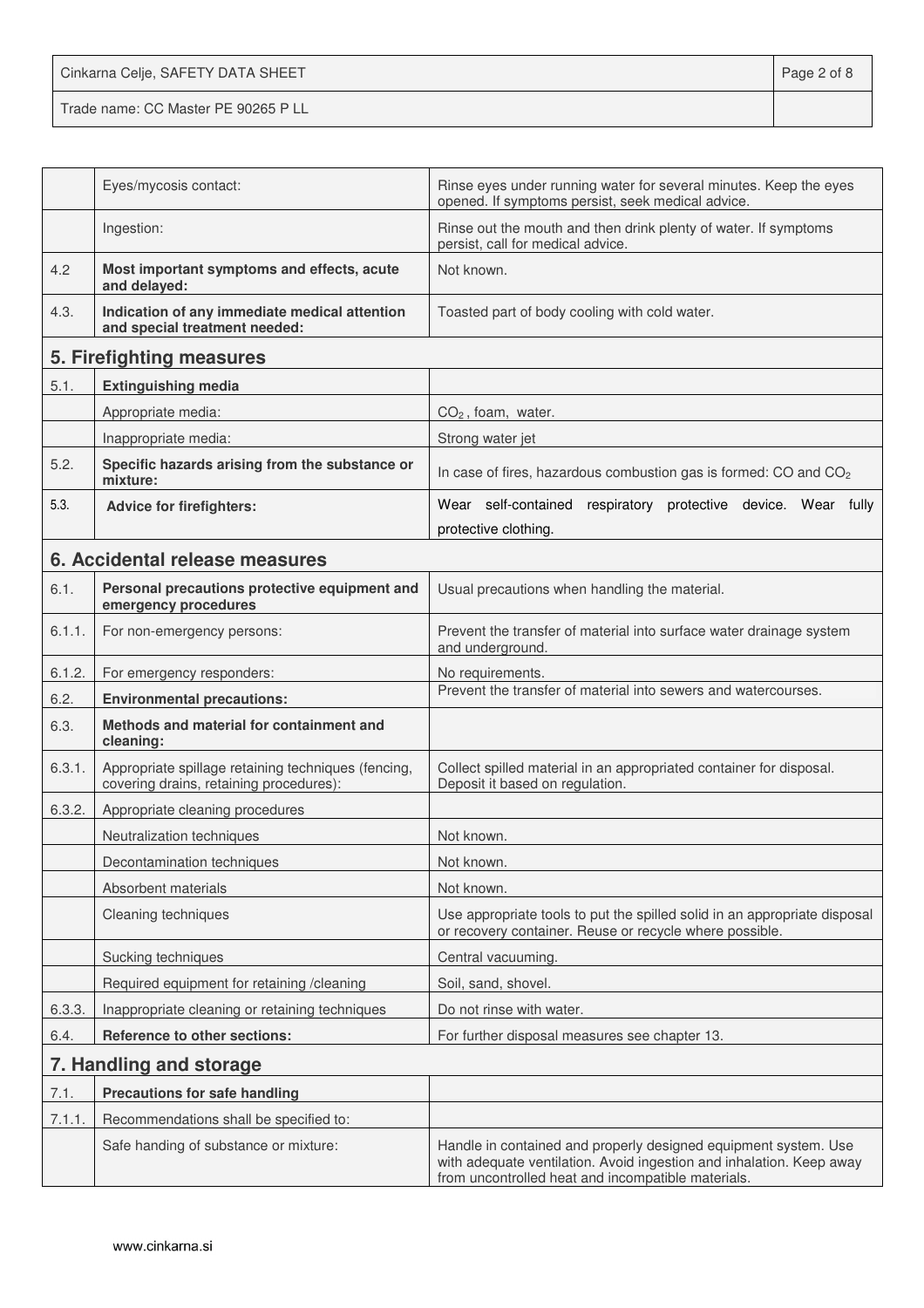| | | |
|---|---|---|
| | Eyes/mycosis contact: | Rinse eyes under running water for several minutes. Keep the eyes opened. If symptoms persist, seek medical advice. |
| | Ingestion: | Rinse out the mouth and then drink plenty of water. If symptoms persist, call for medical advice. |
| 4.2 | **Most important symptoms and effects, acute and delayed:** | Not known. |
| 4.3. | **Indication of any immediate medical attention and special treatment needed:** | Toasted part of body cooling with cold water. |

## 5. Firefighting measures

| | | |
|---|---|---|
| 5.1. | **Extinguishing media** | |
| | Appropriate media: | $CO_2$ , foam, water. |
| | Inappropriate media: | Strong water jet |
| 5.2. | **Specific hazards arising from the substance or mixture:** | In case of fires, hazardous combustion gas is formed: CO and $CO_2$ |
| 5.3. | **Advice for firefighters:** | Wear self-contained respiratory protective device. Wear fully protective clothing. |

## 6. Accidental release measures

| | | |
|---|---|---|
| 6.1. | **Personal precautions protective equipment and emergency procedures** | Usual precautions when handling the material. |
| 6.1.1. | For non-emergency persons: | Prevent the transfer of material into surface water drainage system and underground. |
| 6.1.2. | For emergency responders: | No requirements. |
| 6.2. | **Environmental precautions:** | Prevent the transfer of material into sewers and watercourses. |
| 6.3. | **Methods and material for containment and cleaning:** | |
| 6.3.1. | Appropriate spillage retaining techniques (fencing, covering drains, retaining procedures): | Collect spilled material in an appropriated container for disposal. Deposit it based on regulation. |
| 6.3.2. | Appropriate cleaning procedures | |
| | Neutralization techniques | Not known. |
| | Decontamination techniques | Not known. |
| | Absorbent materials | Not known. |
| | Cleaning techniques | Use appropriate tools to put the spilled solid in an appropriate disposal or recovery container. Reuse or recycle where possible. |
| | Sucking techniques | Central vacuuming. |
| | Required equipment for retaining /cleaning | Soil, sand, shovel. |
| 6.3.3. | Inappropriate cleaning or retaining techniques | Do not rinse with water. |
| 6.4. | **Reference to other sections:** | For further disposal measures see chapter 13. |

## 7. Handling and storage

| | | |
|---|---|---|
| 7.1. | **Precautions for safe handling** | |
| 7.1.1. | Recommendations shall be specified to: | |
| | Safe handing of substance or mixture: | Handle in contained and properly designed equipment system. Use with adequate ventilation. Avoid ingestion and inhalation. Keep away from uncontrolled heat and incompatible materials. |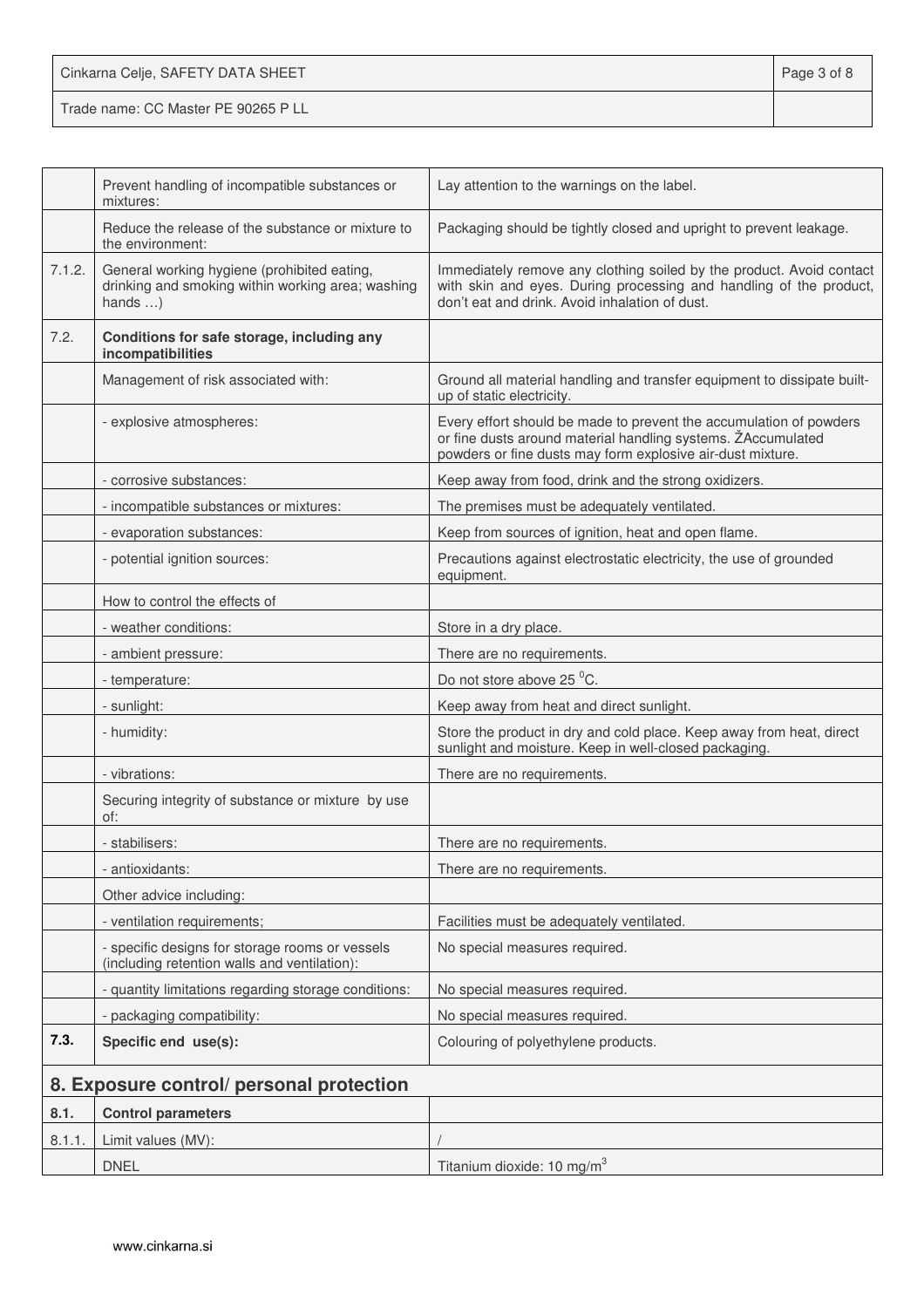| | | |
|---|---|---|
| | Prevent handling of incompatible substances or mixtures: | Lay attention to the warnings on the label. |
| | Reduce the release of the substance or mixture to the environment: | Packaging should be tightly closed and upright to prevent leakage. |
| 7.1.2. | General working hygiene (prohibited eating, drinking and smoking within working area; washing hands …) | Immediately remove any clothing soiled by the product. Avoid contact with skin and eyes. During processing and handling of the product, don't eat and drink. Avoid inhalation of dust. |
| 7.2. | **Conditions for safe storage, including any incompatibilities** | |
| | Management of risk associated with: | Ground all material handling and transfer equipment to dissipate built-up of static electricity. |
| | - explosive atmospheres: | Every effort should be made to prevent the accumulation of powders or fine dusts around material handling systems. ŽAccumulated powders or fine dusts may form explosive air-dust mixture. |
| | - corrosive substances: | Keep away from food, drink and the strong oxidizers. |
| | - incompatible substances or mixtures: | The premises must be adequately ventilated. |
| | - evaporation substances: | Keep from sources of ignition, heat and open flame. |
| | - potential ignition sources: | Precautions against electrostatic electricity, the use of grounded equipment. |
| | How to control the effects of | |
| | - weather conditions: | Store in a dry place. |
| | - ambient pressure: | There are no requirements. |
| | - temperature: | Do not store above 25 $^0$C. |
| | - sunlight: | Keep away from heat and direct sunlight. |
| | - humidity: | Store the product in dry and cold place. Keep away from heat, direct sunlight and moisture. Keep in well-closed packaging. |
| | - vibrations: | There are no requirements. |
| | Securing integrity of substance or mixture by use of: | |
| | - stabilisers: | There are no requirements. |
| | - antioxidants: | There are no requirements. |
| | Other advice including: | |
| | - ventilation requirements; | Facilities must be adequately ventilated. |
| | - specific designs for storage rooms or vessels (including retention walls and ventilation): | No special measures required. |
| | - quantity limitations regarding storage conditions: | No special measures required. |
| | - packaging compatibility: | No special measures required. |
| **7.3.** | **Specific end use(s):** | Colouring of polyethylene products. |

## 8. Exposure control/ personal protection

| | | |
|---|---|---|
| **8.1.** | **Control parameters** | |
| 8.1.1. | Limit values (MV): | / |
| | DNEL | Titanium dioxide: 10 mg/m$^3$ |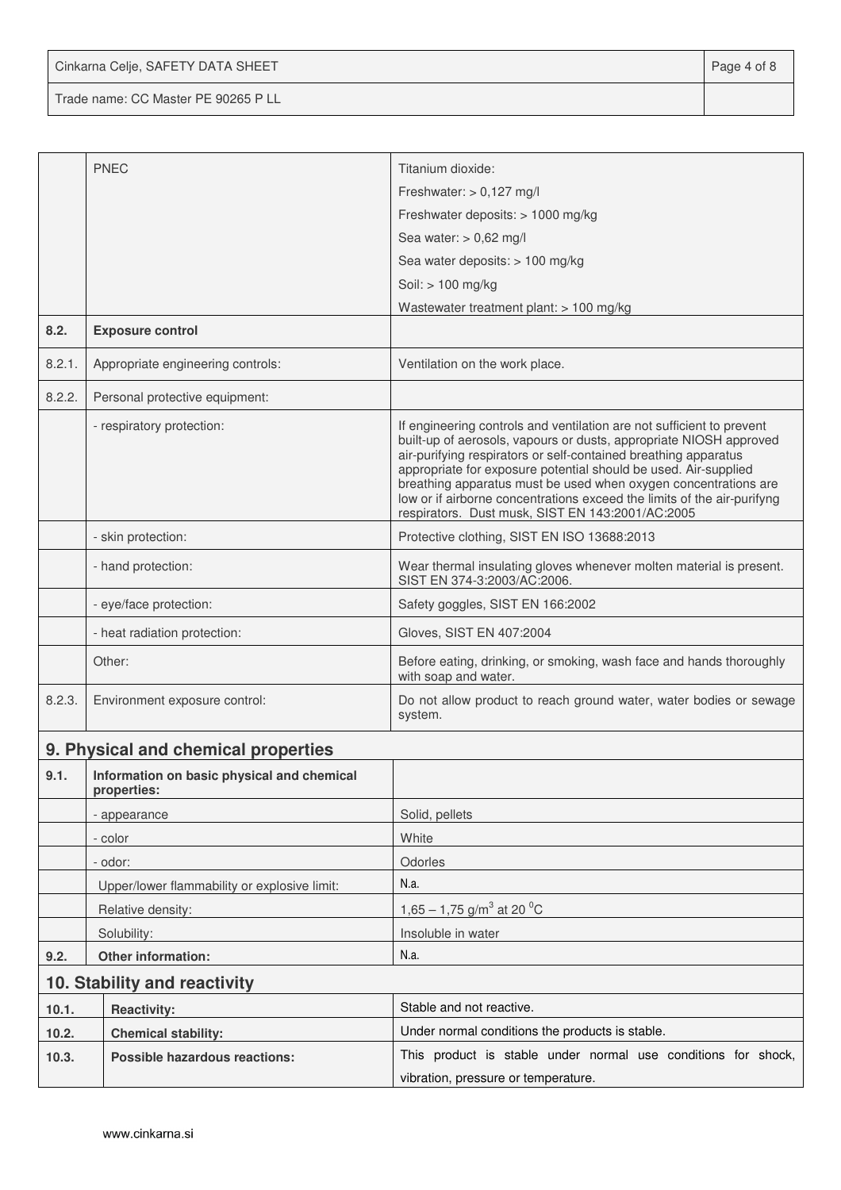| | | |
|---|---|---|
| | PNEC | Titanium dioxide:<br>Freshwater: > 0,127 mg/l<br>Freshwater deposits: > 1000 mg/kg<br>Sea water: > 0,62 mg/l<br>Sea water deposits: > 100 mg/kg<br>Soil: > 100 mg/kg<br>Wastewater treatment plant: > 100 mg/kg |
| **8.2.** | **Exposure control** | |
| 8.2.1. | Appropriate engineering controls: | Ventilation on the work place. |
| 8.2.2. | Personal protective equipment: | |
| | - respiratory protection: | If engineering controls and ventilation are not sufficient to prevent built-up of aerosols, vapours or dusts, appropriate NIOSH approved air-purifying respirators or self-contained breathing apparatus appropriate for exposure potential should be used. Air-supplied breathing apparatus must be used when oxygen concentrations are low or if airborne concentrations exceed the limits of the air-purifyng respirators. Dust musk, SIST EN 143:2001/AC:2005 |
| | - skin protection: | Protective clothing, SIST EN ISO 13688:2013 |
| | - hand protection: | Wear thermal insulating gloves whenever molten material is present. SIST EN 374-3:2003/AC:2006. |
| | - eye/face protection: | Safety goggles, SIST EN 166:2002 |
| | - heat radiation protection: | Gloves, SIST EN 407:2004 |
| | Other: | Before eating, drinking, or smoking, wash face and hands thoroughly with soap and water. |
| 8.2.3. | Environment exposure control: | Do not allow product to reach ground water, water bodies or sewage system. |

## 9. Physical and chemical properties

| | | |
|---|---|---|
| **9.1.** | **Information on basic physical and chemical properties:** | |
| | - appearance | Solid, pellets |
| | - color | White |
| | - odor: | Odorles |
| | Upper/lower flammability or explosive limit: | N.a. |
| | Relative density: | 1,65 – 1,75 g/m$^3$ at 20 $^0$C |
| | Solubility: | Insoluble in water |
| **9.2.** | **Other information:** | N.a. |

## 10. Stability and reactivity

| | | |
|---|---|---|
| **10.1.** | **Reactivity:** | Stable and not reactive. |
| **10.2.** | **Chemical stability:** | Under normal conditions the products is stable. |
| **10.3.** | **Possible hazardous reactions:** | This product is stable under normal use conditions for shock, vibration, pressure or temperature. |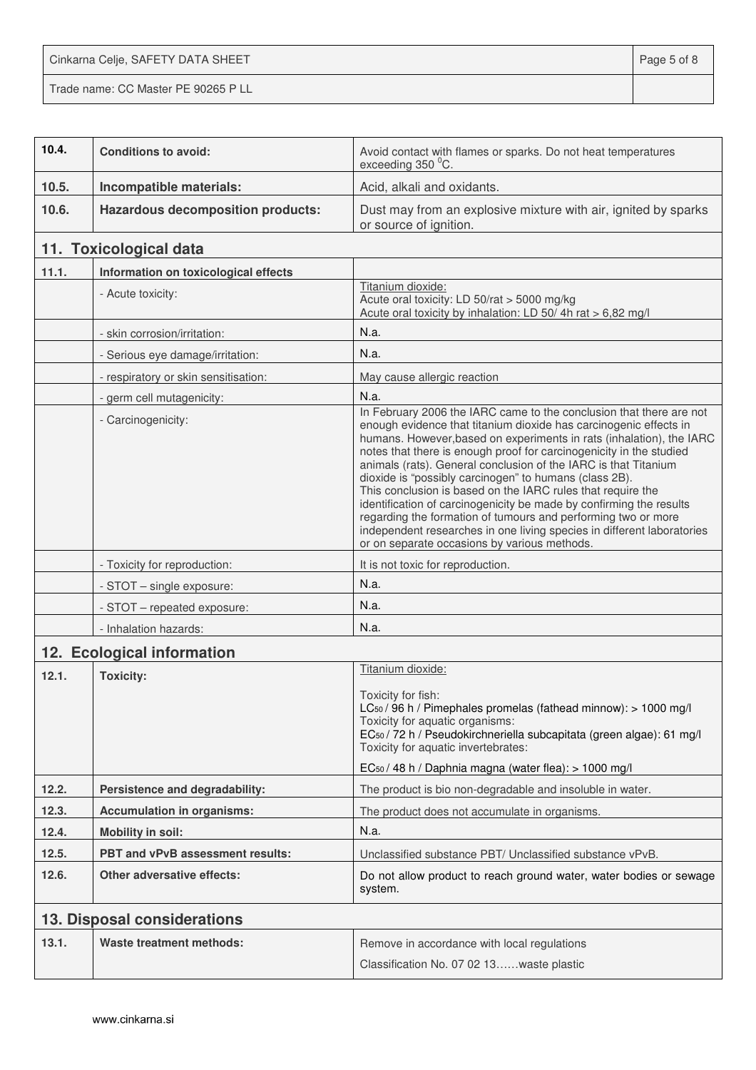| | | |
|---|---|---|
| 10.4. | **Conditions to avoid:** | Avoid contact with flames or sparks. Do not heat temperatures exceeding 350 $^0$C. |
| 10.5. | **Incompatible materials:** | Acid, alkali and oxidants. |
| 10.6. | **Hazardous decomposition products:** | Dust may from an explosive mixture with air, ignited by sparks or source of ignition. |

## 11. Toxicological data

| | | |
|---|---|---|
| 11.1. | **Information on toxicological effects** | |
| | - Acute toxicity: | Titanium dioxide:<br>Acute oral toxicity: LD 50/rat > 5000 mg/kg<br>Acute oral toxicity by inhalation: LD 50/ 4h rat > 6,82 mg/l |
| | - skin corrosion/irritation: | N.a. |
| | - Serious eye damage/irritation: | N.a. |
| | - respiratory or skin sensitisation: | May cause allergic reaction |
| | - germ cell mutagenicity: | N.a. |
| | - Carcinogenicity: | In February 2006 the IARC came to the conclusion that there are not enough evidence that titanium dioxide has carcinogenic effects in humans. However,based on experiments in rats (inhalation), the IARC notes that there is enough proof for carcinogenicity in the studied animals (rats). General conclusion of the IARC is that Titanium dioxide is "possibly carcinogen" to humans (class 2B).<br>This conclusion is based on the IARC rules that require the identification of carcinogenicity be made by confirming the results regarding the formation of tumours and performing two or more independent researches in one living species in different laboratories or on separate occasions by various methods. |
| | - Toxicity for reproduction: | It is not toxic for reproduction. |
| | - STOT – single exposure: | N.a. |
| | - STOT – repeated exposure: | N.a. |
| | - Inhalation hazards: | N.a. |

## 12. Ecological information

| | | |
|---|---|---|
| 12.1. | **Toxicity:** | Titanium dioxide:<br><br>Toxicity for fish:<br>$LC_{50}$ / 96 h / Pimephales promelas (fathead minnow): > 1000 mg/l<br>Toxicity for aquatic organisms:<br>$EC_{50}$ / 72 h / Pseudokirchneriella subcapitata (green algae): 61 mg/l<br>Toxicity for aquatic invertebrates:<br><br>$EC_{50}$ / 48 h / Daphnia magna (water flea): > 1000 mg/l |
| 12.2. | **Persistence and degradability:** | The product is bio non-degradable and insoluble in water. |
| 12.3. | **Accumulation in organisms:** | The product does not accumulate in organisms. |
| 12.4. | **Mobility in soil:** | N.a. |
| 12.5. | **PBT and vPvB assessment results:** | Unclassified substance PBT/ Unclassified substance vPvB. |
| 12.6. | **Other adversative effects:** | Do not allow product to reach ground water, water bodies or sewage system. |

## 13. Disposal considerations

| | | |
|---|---|---|
| 13.1. | **Waste treatment methods:** | Remove in accordance with local regulations<br><br>Classification No. 07 02 13……waste plastic |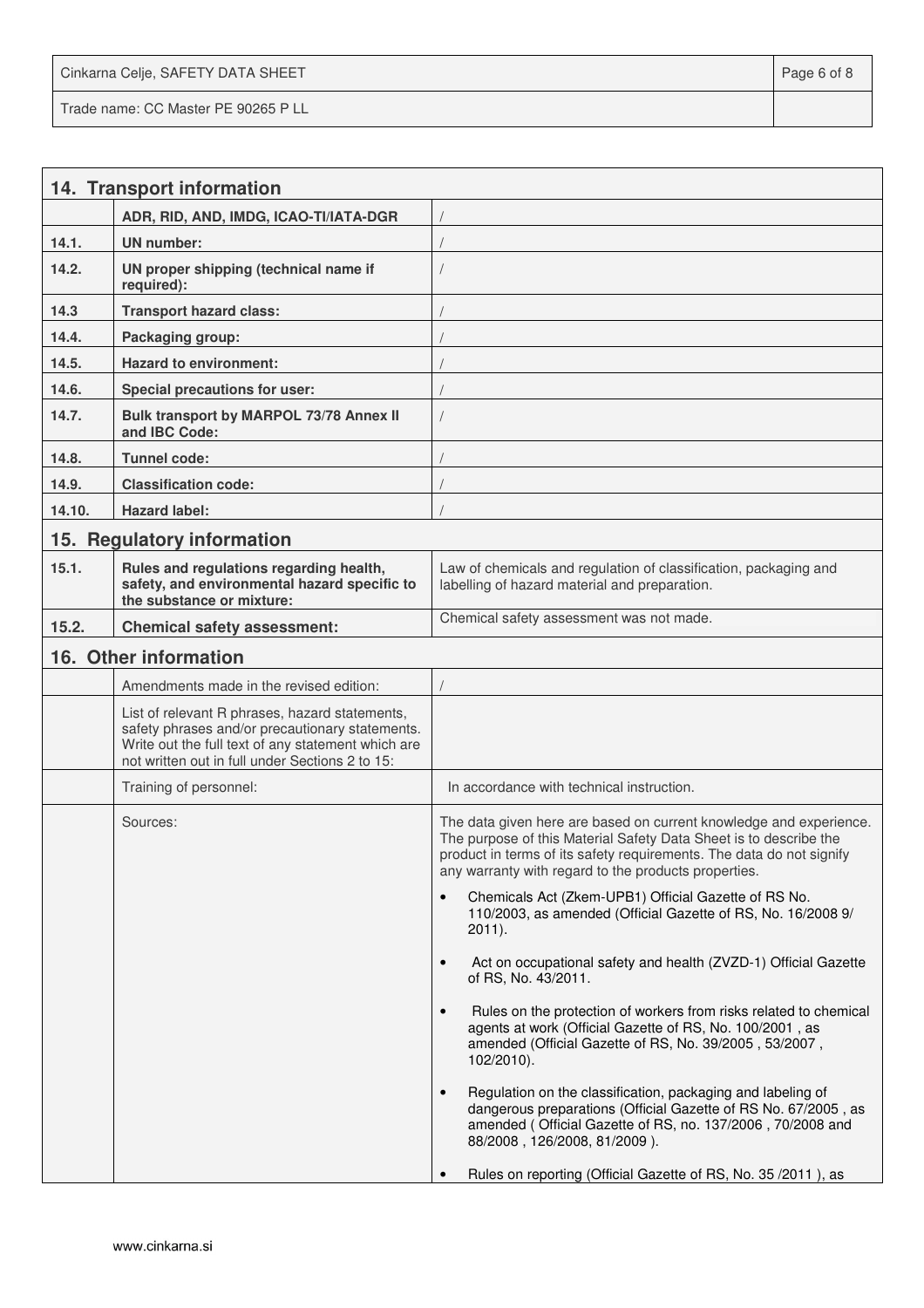## 14. Transport information

| | | |
|---|---|---|
| | ADR, RID, AND, IMDG, ICAO-TI/IATA-DGR | / |
| 14.1. | UN number: | / |
| 14.2. | UN proper shipping (technical name if required): | / |
| 14.3 | Transport hazard class: | / |
| 14.4. | Packaging group: | / |
| 14.5. | Hazard to environment: | / |
| 14.6. | Special precautions for user: | / |
| 14.7. | Bulk transport by MARPOL 73/78 Annex II and IBC Code: | / |
| 14.8. | Tunnel code: | / |
| 14.9. | Classification code: | / |
| 14.10. | Hazard label: | / |

## 15. Regulatory information

| | | |
|---|---|---|
| 15.1. | Rules and regulations regarding health, safety, and environmental hazard specific to the substance or mixture: | Law of chemicals and regulation of classification, packaging and labelling of hazard material and preparation. |
| 15.2. | Chemical safety assessment: | Chemical safety assessment was not made. |

## 16. Other information

| | | |
|---|---|---|
| | Amendments made in the revised edition: | / |
| | List of relevant R phrases, hazard statements, safety phrases and/or precautionary statements. Write out the full text of any statement which are not written out in full under Sections 2 to 15: | |
| | Training of personnel: | In accordance with technical instruction. |
| | Sources: | The data given here are based on current knowledge and experience. The purpose of this Material Safety Data Sheet is to describe the product in terms of its safety requirements. The data do not signify any warranty with regard to the products properties.<br>• Chemicals Act (Zkem-UPB1) Official Gazette of RS No. 110/2003, as amended (Official Gazette of RS, No. 16/2008 9/ 2011).<br>• Act on occupational safety and health (ZVZD-1) Official Gazette of RS, No. 43/2011.<br>• Rules on the protection of workers from risks related to chemical agents at work (Official Gazette of RS, No. 100/2001 , as amended (Official Gazette of RS, No. 39/2005 , 53/2007 , 102/2010).<br>• Regulation on the classification, packaging and labeling of dangerous preparations (Official Gazette of RS No. 67/2005 , as amended ( Official Gazette of RS, no. 137/2006 , 70/2008 and 88/2008 , 126/2008, 81/2009 ).<br>• Rules on reporting (Official Gazette of RS, No. 35 /2011 ), as |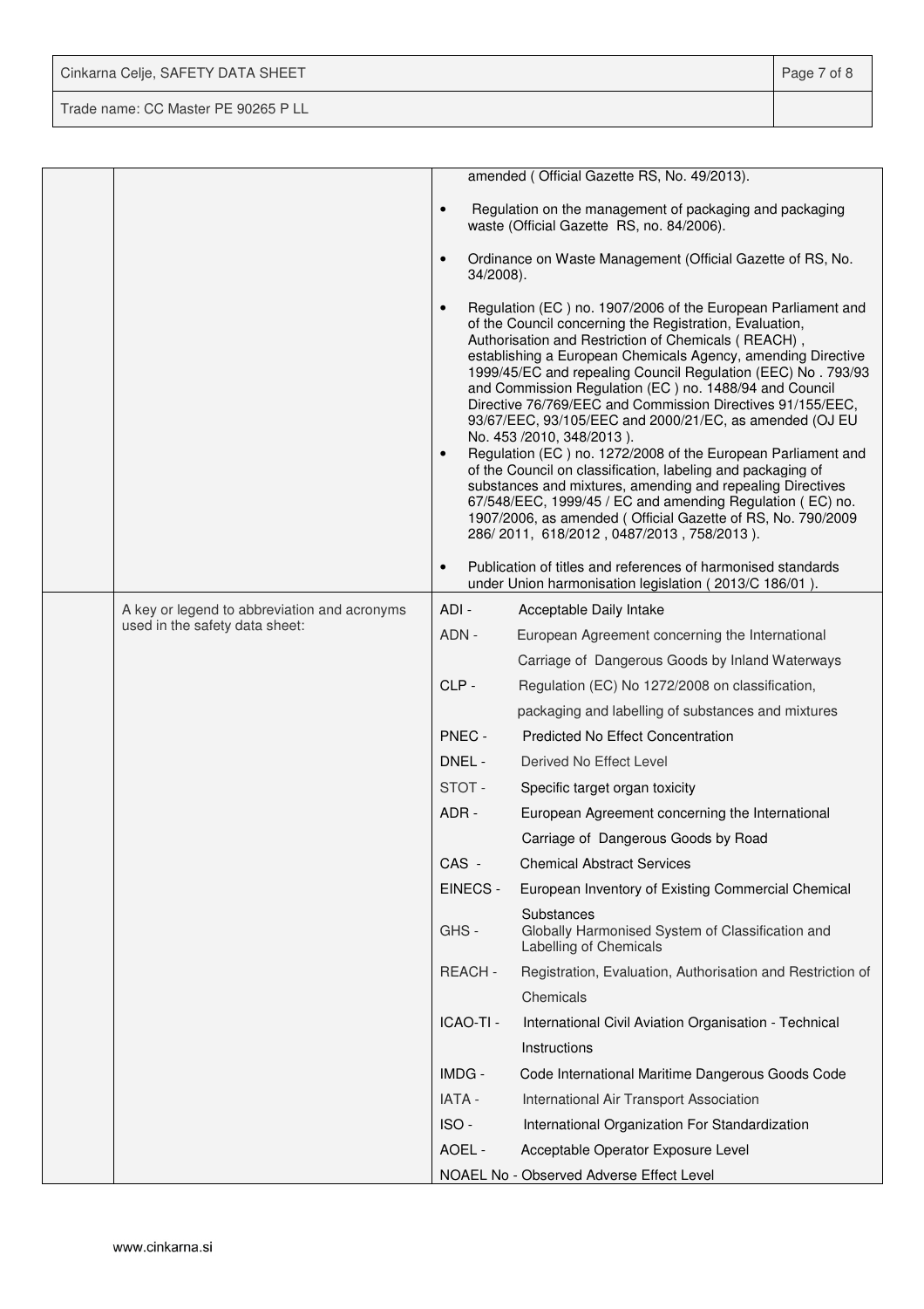| | | |
|---|---|---|
| | | amended ( Official Gazette RS, No. 49/2013).<br>• Regulation on the management of packaging and packaging waste (Official Gazette RS, no. 84/2006).<br>• Ordinance on Waste Management (Official Gazette of RS, No. 34/2008).<br>• Regulation (EC ) no. 1907/2006 of the European Parliament and of the Council concerning the Registration, Evaluation, Authorisation and Restriction of Chemicals ( REACH) , establishing a European Chemicals Agency, amending Directive 1999/45/EC and repealing Council Regulation (EEC) No . 793/93 and Commission Regulation (EC ) no. 1488/94 and Council Directive 76/769/EEC and Commission Directives 91/155/EEC, 93/67/EEC, 93/105/EEC and 2000/21/EC, as amended (OJ EU No. 453 /2010, 348/2013 ).<br>• Regulation (EC ) no. 1272/2008 of the European Parliament and of the Council on classification, labeling and packaging of substances and mixtures, amending and repealing Directives 67/548/EEC, 1999/45 / EC and amending Regulation ( EC) no. 1907/2006, as amended ( Official Gazette of RS, No. 790/2009 286/ 2011, 618/2012 , 0487/2013 , 758/2013 ).<br>• Publication of titles and references of harmonised standards under Union harmonisation legislation ( 2013/C 186/01 ). |
| | A key or legend to abbreviation and acronyms used in the safety data sheet: | ADI - Acceptable Daily Intake<br>ADN - European Agreement concerning the International Carriage of Dangerous Goods by Inland Waterways<br>CLP - Regulation (EC) No 1272/2008 on classification, packaging and labelling of substances and mixtures<br>PNEC - Predicted No Effect Concentration<br>DNEL - Derived No Effect Level<br>STOT - Specific target organ toxicity<br>ADR - European Agreement concerning the International Carriage of Dangerous Goods by Road<br>CAS - Chemical Abstract Services<br>EINECS - European Inventory of Existing Commercial Chemical Substances<br>GHS - Globally Harmonised System of Classification and Labelling of Chemicals<br>REACH - Registration, Evaluation, Authorisation and Restriction of Chemicals<br>ICAO-TI - International Civil Aviation Organisation - Technical Instructions<br>IMDG - Code International Maritime Dangerous Goods Code<br>IATA - International Air Transport Association<br>ISO - International Organization For Standardization<br>AOEL - Acceptable Operator Exposure Level<br>NOAEL No - Observed Adverse Effect Level |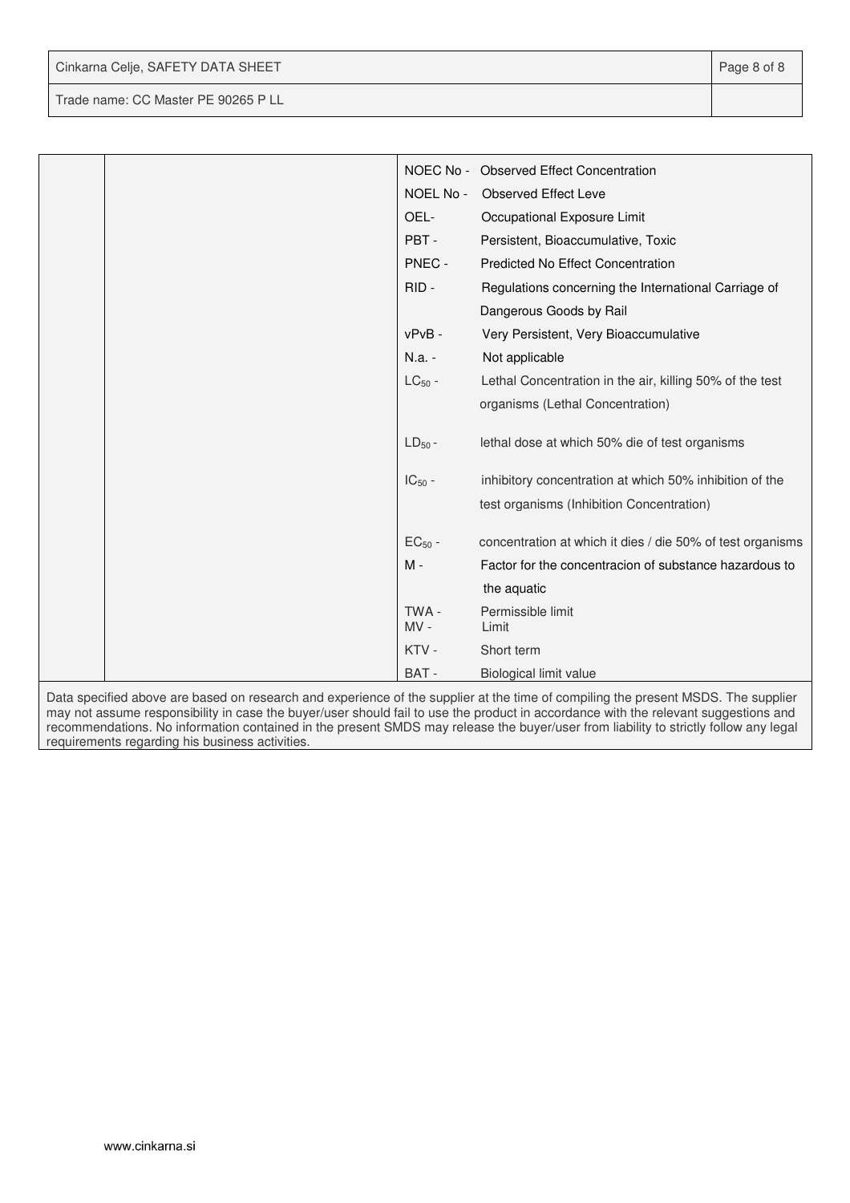| | | | |
|---|---|---|---|
| | | NOEC No - | Observed Effect Concentration |
| | | NOEL No - | Observed Effect Leve |
| | | OEL- | Occupational Exposure Limit |
| | | PBT - | Persistent, Bioaccumulative, Toxic |
| | | PNEC - | Predicted No Effect Concentration |
| | | RID - | Regulations concerning the International Carriage of Dangerous Goods by Rail |
| | | vPvB - | Very Persistent, Very Bioaccumulative |
| | | N.a. - | Not applicable |
| | | $LC_{50}$ - | Lethal Concentration in the air, killing 50% of the test organisms (Lethal Concentration) |
| | | $LD_{50}$ - | lethal dose at which 50% die of test organisms |
| | | $IC_{50}$ - | inhibitory concentration at which 50% inhibition of the test organisms (Inhibition Concentration) |
| | | $EC_{50}$ - | concentration at which it dies / die 50% of test organisms |
| | | M - | Factor for the concentracion of substance hazardous to the aquatic |
| | | TWA - | Permissible limit |
| | | MV - | Limit |
| | | KTV - | Short term |
| | | BAT - | Biological limit value |

Data specified above are based on research and experience of the supplier at the time of compiling the present MSDS. The supplier may not assume responsibility in case the buyer/user should fail to use the product in accordance with the relevant suggestions and recommendations. No information contained in the present SMDS may release the buyer/user from liability to strictly follow any legal requirements regarding his business activities.